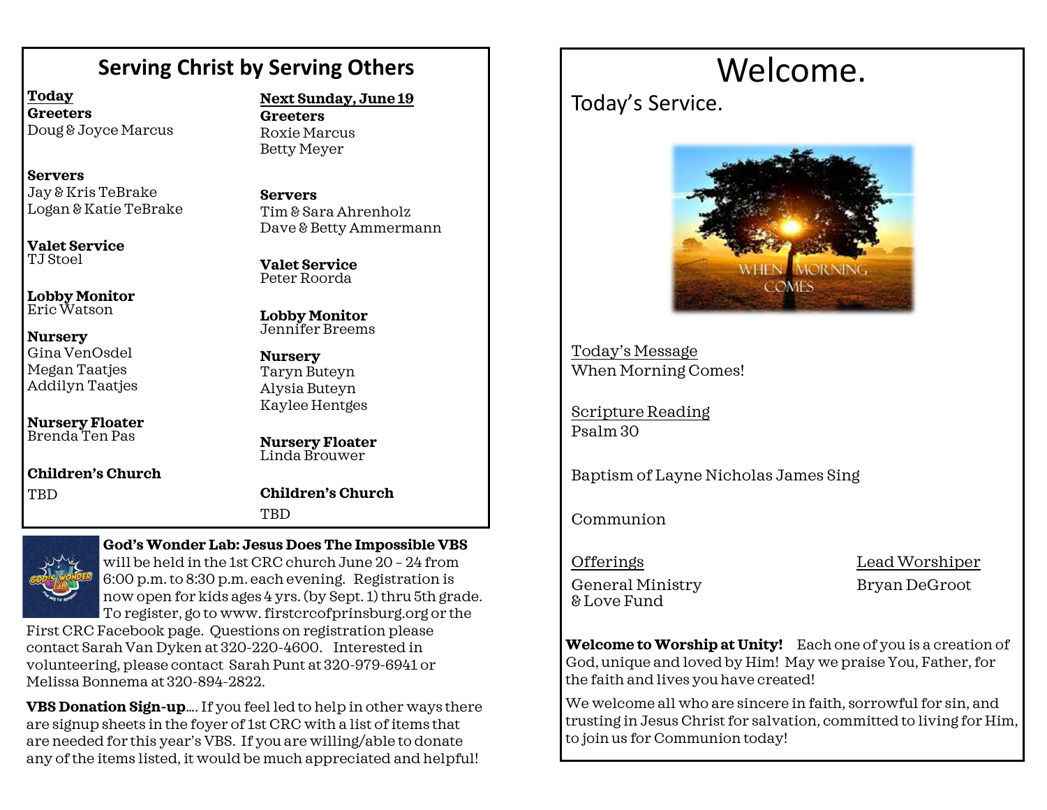## Serving Christ by Serving Others

**Today**

**Greeters**
Doug & Joyce Marcus

**Servers**
Jay & Kris TeBrake
Logan & Katie TeBrake

**Valet Service**
TJ Stoel

**Lobby Monitor**
Eric Watson

**Nursery**
Gina VenOsdel
Megan Taatjes
Addilyn Taatjes

**Nursery Floater**
Brenda Ten Pas

**Children's Church**
TBD

**Next Sunday, June 19**

**Greeters**
Roxie Marcus
Betty Meyer

**Servers**
Tim & Sara Ahrenholz
Dave & Betty Ammermann

**Valet Service**
Peter Roorda

**Lobby Monitor**
Jennifer Breems

**Nursery**
Taryn Buteyn
Alysia Buteyn
Kaylee Hentges

**Nursery Floater**
Linda Brouwer

**Children's Church**
TBD

**God's Wonder Lab: Jesus Does The Impossible VBS** will be held in the 1st CRC church June 20 – 24 from 6:00 p.m. to 8:30 p.m. each evening. Registration is now open for kids ages 4 yrs. (by Sept. 1) thru 5th grade. To register, go to www. firstcrcofprinsburg.org or the First CRC Facebook page. Questions on registration please contact Sarah Van Dyken at 320-220-4600. Interested in volunteering, please contact Sarah Punt at 320-979-6941 or Melissa Bonnema at 320-894-2822.

**VBS Donation Sign-up**…. If you feel led to help in other ways there are signup sheets in the foyer of 1st CRC with a list of items that are needed for this year's VBS. If you are willing/able to donate any of the items listed, it would be much appreciated and helpful!

# Welcome.

## Today's Service.

Today's Message
When Morning Comes!

Scripture Reading
Psalm 30

Baptism of Layne Nicholas James Sing

Communion

Offerings
General Ministry
& Love Fund

Lead Worshiper
Bryan DeGroot

**Welcome to Worship at Unity!** Each one of you is a creation of God, unique and loved by Him! May we praise You, Father, for the faith and lives you have created!

We welcome all who are sincere in faith, sorrowful for sin, and trusting in Jesus Christ for salvation, committed to living for Him, to join us for Communion today!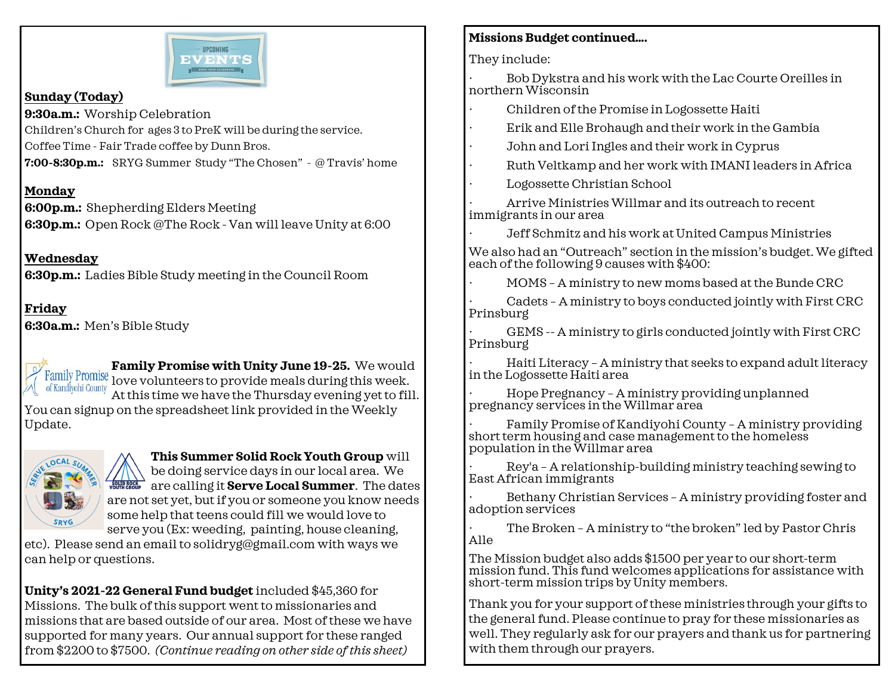UPCOMING EVENTS

**Sunday (Today)**

**9:30a.m.:** Worship Celebration

Children's Church for ages 3 to PreK will be during the service.

Coffee Time - Fair Trade coffee by Dunn Bros.

**7:00-8:30p.m.:** SRYG Summer Study "The Chosen" - @ Travis' home

**Monday**

**6:00p.m.:** Shepherding Elders Meeting

**6:30p.m.:** Open Rock @The Rock - Van will leave Unity at 6:00

**Wednesday**

**6:30p.m.:** Ladies Bible Study meeting in the Council Room

**Friday**

**6:30a.m.:** Men's Bible Study

**Family Promise with Unity June 19-25.** We would love volunteers to provide meals during this week. At this time we have the Thursday evening yet to fill. You can signup on the spreadsheet link provided in the Weekly Update.

**This Summer Solid Rock Youth Group** will be doing service days in our local area. We are calling it **Serve Local Summer**. The dates are not set yet, but if you or someone you know needs some help that teens could fill we would love to serve you (Ex: weeding, painting, house cleaning, etc). Please send an email to solidryg@gmail.com with ways we can help or questions.

**Unity's 2021-22 General Fund budget** included $45,360 for Missions. The bulk of this support went to missionaries and missions that are based outside of our area. Most of these we have supported for many years. Our annual support for these ranged from $2200 to $7500. *(Continue reading on other side of this sheet)*

**Missions Budget continued....**

They include:

- Bob Dykstra and his work with the Lac Courte Oreilles in northern Wisconsin
- Children of the Promise in Logossette Haiti
- Erik and Elle Brohaugh and their work in the Gambia
- John and Lori Ingles and their work in Cyprus
- Ruth Veltkamp and her work with IMANI leaders in Africa
- Logossette Christian School
- Arrive Ministries Willmar and its outreach to recent immigrants in our area
- Jeff Schmitz and his work at United Campus Ministries

We also had an "Outreach" section in the mission's budget. We gifted each of the following 9 causes with $400:

- MOMS – A ministry to new moms based at the Bunde CRC
- Cadets – A ministry to boys conducted jointly with First CRC Prinsburg
- GEMS -- A ministry to girls conducted jointly with First CRC Prinsburg
- Haiti Literacy – A ministry that seeks to expand adult literacy in the Logossette Haiti area
- Hope Pregnancy – A ministry providing unplanned pregnancy services in the Willmar area
- Family Promise of Kandiyohi County – A ministry providing short term housing and case management to the homeless population in the Willmar area
- Rey'a – A relationship-building ministry teaching sewing to East African immigrants
- Bethany Christian Services – A ministry providing foster and adoption services
- The Broken – A ministry to "the broken" led by Pastor Chris Alle

The Mission budget also adds $1500 per year to our short-term mission fund. This fund welcomes applications for assistance with short-term mission trips by Unity members.

Thank you for your support of these ministries through your gifts to the general fund. Please continue to pray for these missionaries as well. They regularly ask for our prayers and thank us for partnering with them through our prayers.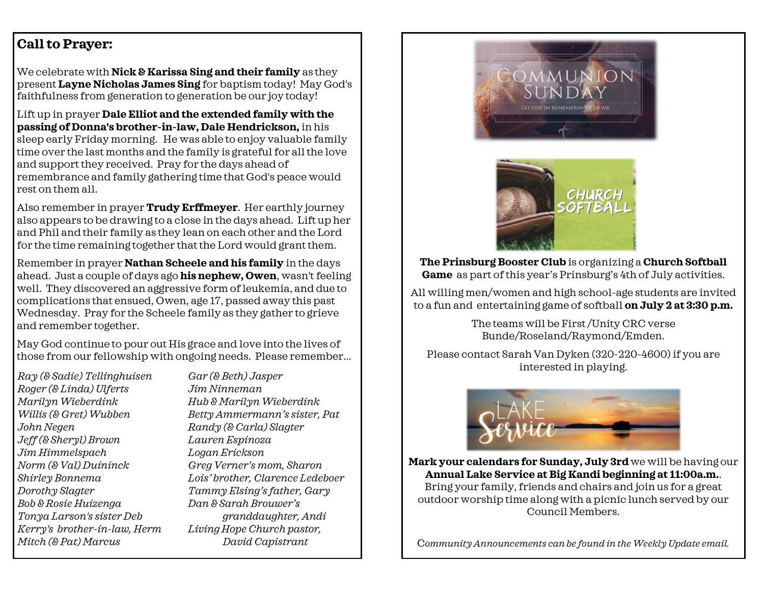## Call to Prayer:

We celebrate with **Nick & Karissa Sing and their family** as they present **Layne Nicholas James Sing** for baptism today! May God's faithfulness from generation to generation be our joy today!

Lift up in prayer **Dale Elliot and the extended family with the passing of Donna's brother-in-law, Dale Hendrickson,** in his sleep early Friday morning. He was able to enjoy valuable family time over the last months and the family is grateful for all the love and support they received. Pray for the days ahead of remembrance and family gathering time that God's peace would rest on them all.

Also remember in prayer **Trudy Erffmeyer**. Her earthly journey also appears to be drawing to a close in the days ahead. Lift up her and Phil and their family as they lean on each other and the Lord for the time remaining together that the Lord would grant them.

Remember in prayer **Nathan Scheele and his family** in the days ahead. Just a couple of days ago **his nephew, Owen**, wasn't feeling well. They discovered an aggressive form of leukemia, and due to complications that ensued, Owen, age 17, passed away this past Wednesday. Pray for the Scheele family as they gather to grieve and remember together.

May God continue to pour out His grace and love into the lives of those from our fellowship with ongoing needs. Please remember...

*Ray (& Sadie) Tellinghuisen*
*Roger (& Linda) Ulferts*
*Marilyn Wieberdink*
*Willis (& Gret) Wubben*
*John Negen*
*Jeff (& Sheryl) Brown*
*Jim Himmelspach*
*Norm (& Val) Duininck*
*Shirley Bonnema*
*Dorothy Slagter*
*Bob & Rosie Huizenga*
*Tonya Larson's sister Deb*
*Kerry's brother-in-law, Herm*
*Mitch (& Pat) Marcus*
*Gar (& Beth) Jasper*
*Jim Ninneman*
*Hub & Marilyn Wieberdink*
*Betty Ammermann's sister, Pat*
*Randy (& Carla) Slagter*
*Lauren Espinoza*
*Logan Erickson*
*Greg Verner's mom, Sharon*
*Lois' brother, Clarence Ledeboer*
*Tammy Elsing's father, Gary*
*Dan & Sarah Brouwer's granddaughter, Andi*
*Living Hope Church pastor, David Capistrant*

COMMUNION SUNDAY

DO THIS IN REMEMBRANCE OF ME

CHURCH SOFTBALL

**The Prinsburg Booster Club** is organizing a **Church Softball Game** as part of this year's Prinsburg's 4th of July activities.

All willing men/women and high school-age students are invited to a fun and entertaining game of softball **on July 2 at 3:30 p.m.**

The teams will be First/Unity CRC verse Bunde/Roseland/Raymond/Emden.

Please contact Sarah Van Dyken (320-220-4600) if you are interested in playing.

LAKE Service

**Mark your calendars for Sunday, July 3rd** we will be having our **Annual Lake Service at Big Kandi beginning at 11:00a.m.**. Bring your family, friends and chairs and join us for a great outdoor worship time along with a picnic lunch served by our Council Members.

*Community Announcements can be found in the Weekly Update email.*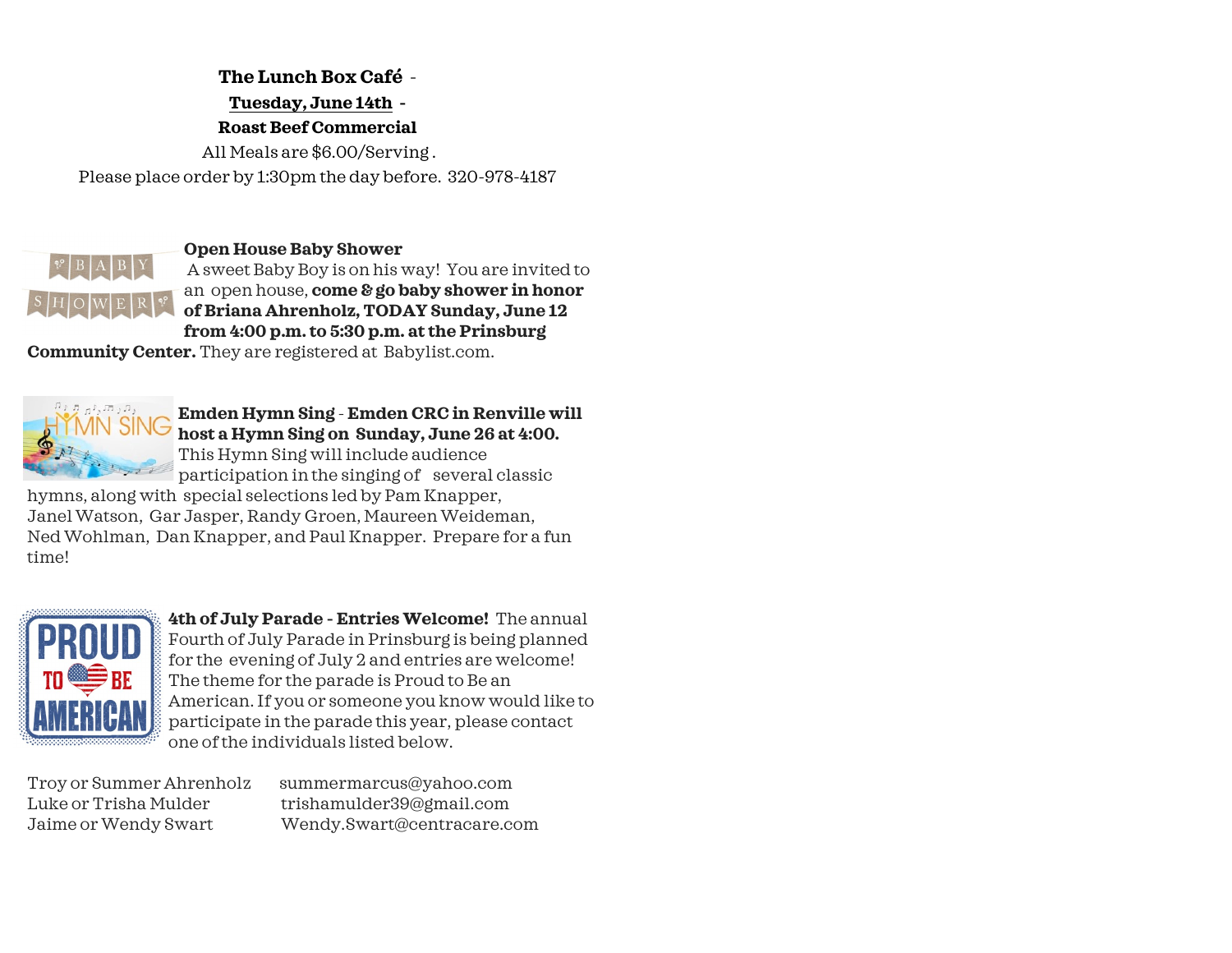**The Lunch Box Café** -

**Tuesday, June 14th** -

**Roast Beef Commercial**

All Meals are $6.00/Serving .

Please place order by 1:30pm the day before. 320-978-4187

**Open House Baby Shower**

A sweet Baby Boy is on his way! You are invited to an open house, **come & go baby shower in honor of Briana Ahrenholz, TODAY Sunday, June 12 from 4:00 p.m. to 5:30 p.m. at the Prinsburg Community Center.** They are registered at Babylist.com.

**Emden Hymn Sing** - **Emden CRC in Renville will host a Hymn Sing on Sunday, June 26 at 4:00.** This Hymn Sing will include audience participation in the singing of several classic hymns, along with special selections led by Pam Knapper, Janel Watson, Gar Jasper, Randy Groen, Maureen Weideman, Ned Wohlman, Dan Knapper, and Paul Knapper. Prepare for a fun time!

**4th of July Parade - Entries Welcome!** The annual Fourth of July Parade in Prinsburg is being planned for the evening of July 2 and entries are welcome! The theme for the parade is Proud to Be an American. If you or someone you know would like to participate in the parade this year, please contact one of the individuals listed below.

| | |
|---|---|
| Troy or Summer Ahrenholz | summermarcus@yahoo.com |
| Luke or Trisha Mulder | trishamulder39@gmail.com |
| Jaime or Wendy Swart | Wendy.Swart@centracare.com |